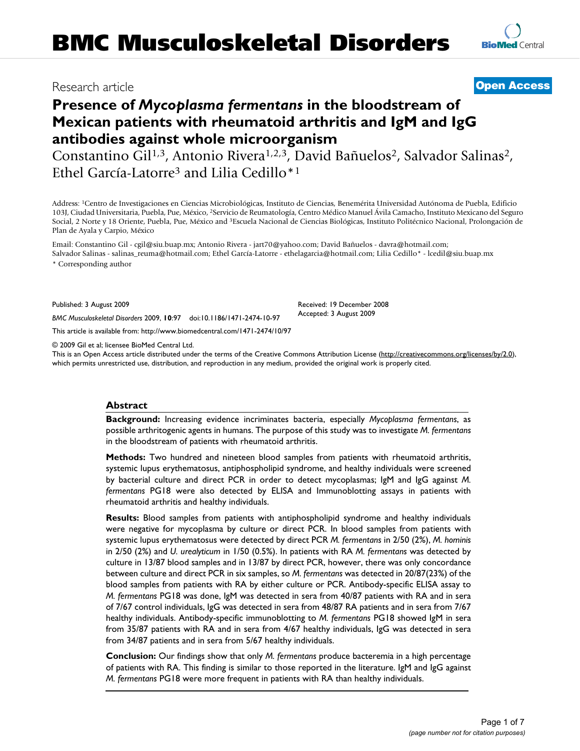Research article

**Open Access**

# Presence of *Mycoplasma fermentans* in the bloodstream of Mexican patients with rheumatoid arthritis and IgM and IgG antibodies against whole microorganism

Constantino Gil[1,3], Antonio Rivera[1,2,3], David Bañuelos[2], Salvador Salinas[2], Ethel García-Latorre[3] and Lilia Cedillo*[1]

Address: [1]Centro de Investigaciones en Ciencias Microbiológicas, Instituto de Ciencias, Benemérita Universidad Autónoma de Puebla, Edificio 103J, Ciudad Universitaria, Puebla, Pue, México, [2]Servicio de Reumatología, Centro Médico Manuel Ávila Camacho, Instituto Mexicano del Seguro Social, 2 Norte y 18 Oriente, Puebla, Pue, México and [3]Escuela Nacional de Ciencias Biológicas, Instituto Politécnico Nacional, Prolongación de Plan de Ayala y Carpio, México

Email: Constantino Gil - cgil@siu.buap.mx; Antonio Rivera - jart70@yahoo.com; David Bañuelos - davra@hotmail.com; Salvador Salinas - salinas_reuma@hotmail.com; Ethel García-Latorre - ethelagarcia@hotmail.com; Lilia Cedillo* - lcedil@siu.buap.mx

* Corresponding author

Published: 3 August 2009

*BMC Musculoskeletal Disorders* 2009, **10**:97 doi:10.1186/1471-2474-10-97

Received: 19 December 2008
Accepted: 3 August 2009

This article is available from: http://www.biomedcentral.com/1471-2474/10/97

© 2009 Gil et al; licensee BioMed Central Ltd.
This is an Open Access article distributed under the terms of the Creative Commons Attribution License (http://creativecommons.org/licenses/by/2.0), which permits unrestricted use, distribution, and reproduction in any medium, provided the original work is properly cited.

## Abstract

**Background:** Increasing evidence incriminates bacteria, especially *Mycoplasma fermentans*, as possible arthritogenic agents in humans. The purpose of this study was to investigate *M. fermentans* in the bloodstream of patients with rheumatoid arthritis.

**Methods:** Two hundred and nineteen blood samples from patients with rheumatoid arthritis, systemic lupus erythematosus, antiphospholipid syndrome, and healthy individuals were screened by bacterial culture and direct PCR in order to detect mycoplasmas; IgM and IgG against *M. fermentans* PG18 were also detected by ELISA and Immunoblotting assays in patients with rheumatoid arthritis and healthy individuals.

**Results:** Blood samples from patients with antiphospholipid syndrome and healthy individuals were negative for mycoplasma by culture or direct PCR. In blood samples from patients with systemic lupus erythematosus were detected by direct PCR *M. fermentans* in 2/50 (2%), *M. hominis* in 2/50 (2%) and *U. urealyticum* in 1/50 (0.5%). In patients with RA *M. fermentans* was detected by culture in 13/87 blood samples and in 13/87 by direct PCR, however, there was only concordance between culture and direct PCR in six samples, so *M. fermentans* was detected in 20/87(23%) of the blood samples from patients with RA by either culture or PCR. Antibody-specific ELISA assay to *M. fermentans* PG18 was done, IgM was detected in sera from 40/87 patients with RA and in sera of 7/67 control individuals, IgG was detected in sera from 48/87 RA patients and in sera from 7/67 healthy individuals. Antibody-specific immunoblotting to *M. fermentans* PG18 showed IgM in sera from 35/87 patients with RA and in sera from 4/67 healthy individuals, IgG was detected in sera from 34/87 patients and in sera from 5/67 healthy individuals.

**Conclusion:** Our findings show that only *M. fermentans* produce bacteremia in a high percentage of patients with RA. This finding is similar to those reported in the literature. IgM and IgG against *M. fermentans* PG18 were more frequent in patients with RA than healthy individuals.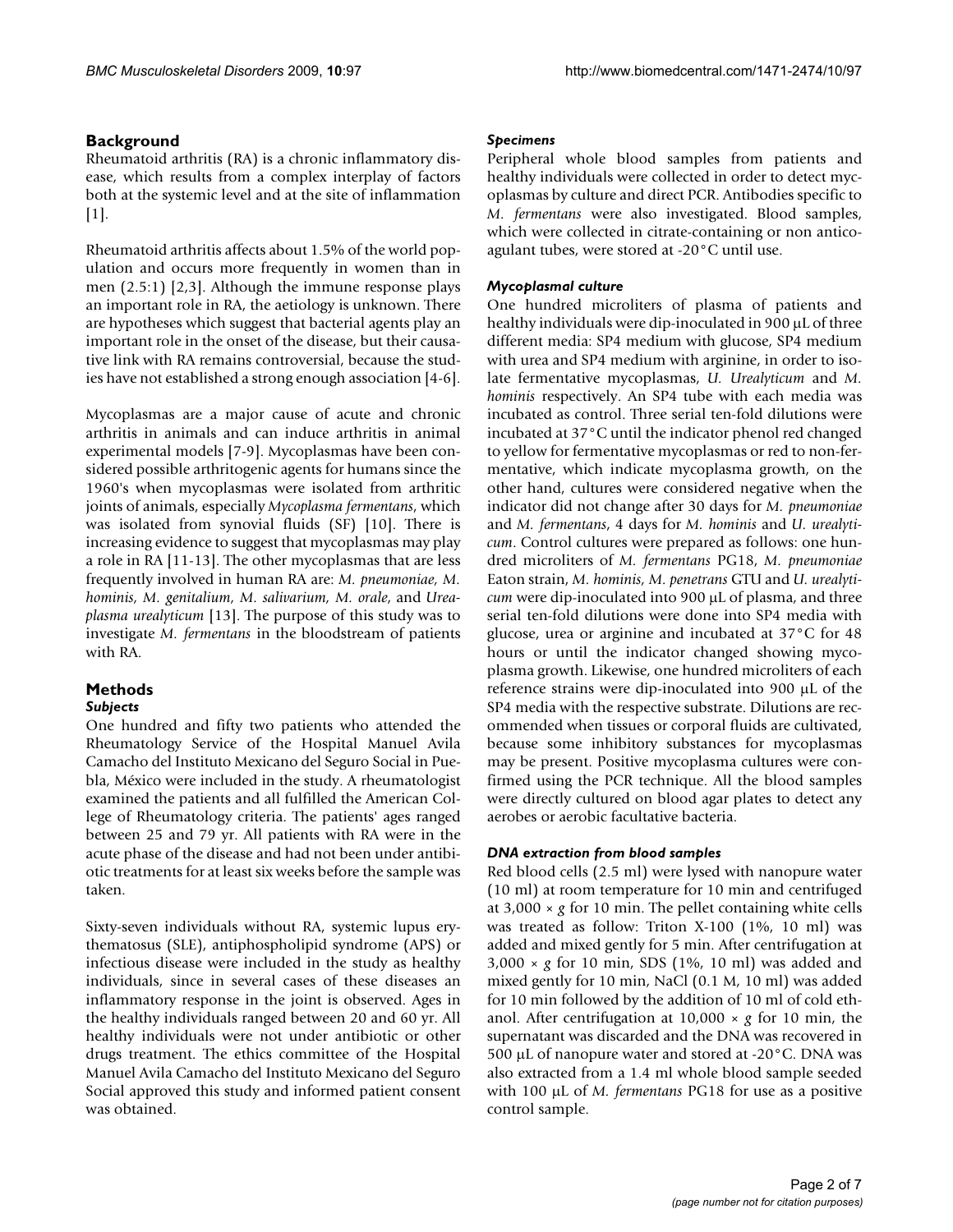## Background

Rheumatoid arthritis (RA) is a chronic inflammatory disease, which results from a complex interplay of factors both at the systemic level and at the site of inflammation [1].

Rheumatoid arthritis affects about 1.5% of the world population and occurs more frequently in women than in men (2.5:1) [2,3]. Although the immune response plays an important role in RA, the aetiology is unknown. There are hypotheses which suggest that bacterial agents play an important role in the onset of the disease, but their causative link with RA remains controversial, because the studies have not established a strong enough association [4-6].

Mycoplasmas are a major cause of acute and chronic arthritis in animals and can induce arthritis in animal experimental models [7-9]. Mycoplasmas have been considered possible arthritogenic agents for humans since the 1960's when mycoplasmas were isolated from arthritic joints of animals, especially *Mycoplasma fermentans*, which was isolated from synovial fluids (SF) [10]. There is increasing evidence to suggest that mycoplasmas may play a role in RA [11-13]. The other mycoplasmas that are less frequently involved in human RA are: *M. pneumoniae*, *M. hominis*, *M. genitalium*, *M. salivarium*, *M. orale*, and *Ureaplasma urealyticum* [13]. The purpose of this study was to investigate *M. fermentans* in the bloodstream of patients with RA.

## Methods

### *Subjects*

One hundred and fifty two patients who attended the Rheumatology Service of the Hospital Manuel Avila Camacho del Instituto Mexicano del Seguro Social in Puebla, México were included in the study. A rheumatologist examined the patients and all fulfilled the American College of Rheumatology criteria. The patients' ages ranged between 25 and 79 yr. All patients with RA were in the acute phase of the disease and had not been under antibiotic treatments for at least six weeks before the sample was taken.

Sixty-seven individuals without RA, systemic lupus erythematosus (SLE), antiphospholipid syndrome (APS) or infectious disease were included in the study as healthy individuals, since in several cases of these diseases an inflammatory response in the joint is observed. Ages in the healthy individuals ranged between 20 and 60 yr. All healthy individuals were not under antibiotic or other drugs treatment. The ethics committee of the Hospital Manuel Avila Camacho del Instituto Mexicano del Seguro Social approved this study and informed patient consent was obtained.

### *Specimens*

Peripheral whole blood samples from patients and healthy individuals were collected in order to detect mycoplasmas by culture and direct PCR. Antibodies specific to *M. fermentans* were also investigated. Blood samples, which were collected in citrate-containing or non anticoagulant tubes, were stored at -20°C until use.

### *Mycoplasmal culture*

One hundred microliters of plasma of patients and healthy individuals were dip-inoculated in 900 μL of three different media: SP4 medium with glucose, SP4 medium with urea and SP4 medium with arginine, in order to isolate fermentative mycoplasmas, *U. Urealyticum* and *M. hominis* respectively. An SP4 tube with each media was incubated as control. Three serial ten-fold dilutions were incubated at 37°C until the indicator phenol red changed to yellow for fermentative mycoplasmas or red to non-fermentative, which indicate mycoplasma growth, on the other hand, cultures were considered negative when the indicator did not change after 30 days for *M. pneumoniae* and *M. fermentans*, 4 days for *M. hominis* and *U. urealyticum*. Control cultures were prepared as follows: one hundred microliters of *M. fermentans* PG18, *M. pneumoniae* Eaton strain, *M. hominis*, *M. penetrans* GTU and *U. urealyticum* were dip-inoculated into 900 μL of plasma, and three serial ten-fold dilutions were done into SP4 media with glucose, urea or arginine and incubated at 37°C for 48 hours or until the indicator changed showing mycoplasma growth. Likewise, one hundred microliters of each reference strains were dip-inoculated into 900 μL of the SP4 media with the respective substrate. Dilutions are recommended when tissues or corporal fluids are cultivated, because some inhibitory substances for mycoplasmas may be present. Positive mycoplasma cultures were confirmed using the PCR technique. All the blood samples were directly cultured on blood agar plates to detect any aerobes or aerobic facultative bacteria.

### *DNA extraction from blood samples*

Red blood cells (2.5 ml) were lysed with nanopure water (10 ml) at room temperature for 10 min and centrifuged at 3,000 × *g* for 10 min. The pellet containing white cells was treated as follow: Triton X-100 (1%, 10 ml) was added and mixed gently for 5 min. After centrifugation at 3,000 × *g* for 10 min, SDS (1%, 10 ml) was added and mixed gently for 10 min, NaCl (0.1 M, 10 ml) was added for 10 min followed by the addition of 10 ml of cold ethanol. After centrifugation at 10,000 × *g* for 10 min, the supernatant was discarded and the DNA was recovered in 500 μL of nanopure water and stored at -20°C. DNA was also extracted from a 1.4 ml whole blood sample seeded with 100 μL of *M. fermentans* PG18 for use as a positive control sample.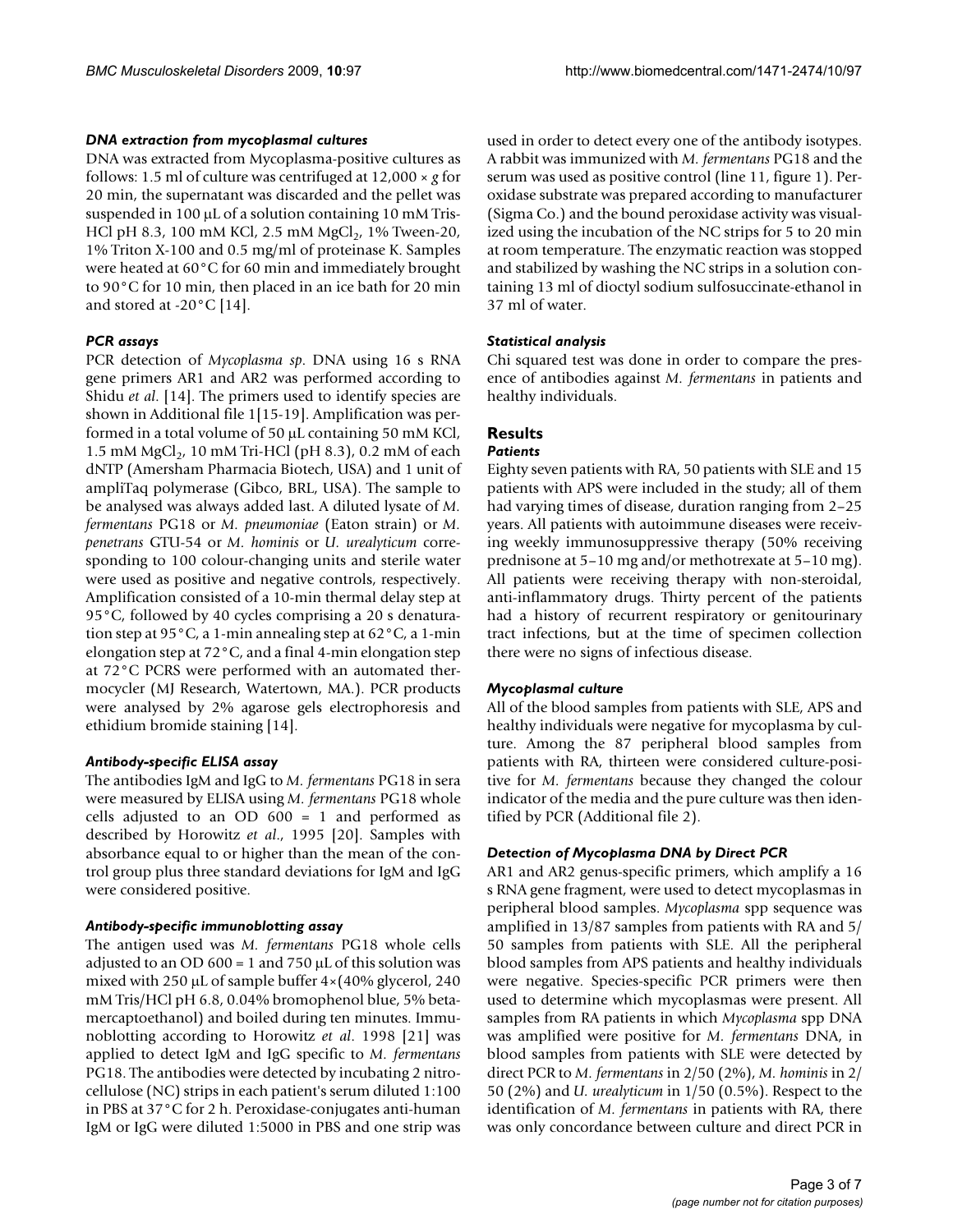### *DNA extraction from mycoplasmal cultures*

DNA was extracted from Mycoplasma-positive cultures as follows: 1.5 ml of culture was centrifuged at 12,000 × *g* for 20 min, the supernatant was discarded and the pellet was suspended in 100 μL of a solution containing 10 mM Tris-HCl pH 8.3, 100 mM KCl, 2.5 mM $MgCl_2$, 1% Tween-20, 1% Triton X-100 and 0.5 mg/ml of proteinase K. Samples were heated at 60°C for 60 min and immediately brought to 90°C for 10 min, then placed in an ice bath for 20 min and stored at -20°C [14].

### *PCR assays*

PCR detection of *Mycoplasma sp*. DNA using 16 s RNA gene primers AR1 and AR2 was performed according to Shidu *et al*. [14]. The primers used to identify species are shown in Additional file 1[15-19]. Amplification was performed in a total volume of 50 μL containing 50 mM KCl, 1.5 mM $MgCl_2$, 10 mM Tri-HCl (pH 8.3), 0.2 mM of each dNTP (Amersham Pharmacia Biotech, USA) and 1 unit of ampliTaq polymerase (Gibco, BRL, USA). The sample to be analysed was always added last. A diluted lysate of *M. fermentans* PG18 or *M. pneumoniae* (Eaton strain) or *M. penetrans* GTU-54 or *M. hominis* or *U. urealyticum* corresponding to 100 colour-changing units and sterile water were used as positive and negative controls, respectively. Amplification consisted of a 10-min thermal delay step at 95°C, followed by 40 cycles comprising a 20 s denaturation step at 95°C, a 1-min annealing step at 62°C, a 1-min elongation step at 72°C, and a final 4-min elongation step at 72°C PCRS were performed with an automated thermocycler (MJ Research, Watertown, MA.). PCR products were analysed by 2% agarose gels electrophoresis and ethidium bromide staining [14].

### *Antibody-specific ELISA assay*

The antibodies IgM and IgG to *M. fermentans* PG18 in sera were measured by ELISA using *M. fermentans* PG18 whole cells adjusted to an OD 600 = 1 and performed as described by Horowitz *et al*., 1995 [20]. Samples with absorbance equal to or higher than the mean of the control group plus three standard deviations for IgM and IgG were considered positive.

### *Antibody-specific immunoblotting assay*

The antigen used was *M. fermentans* PG18 whole cells adjusted to an OD 600 = 1 and 750 μL of this solution was mixed with 250 μL of sample buffer 4×(40% glycerol, 240 mM Tris/HCl pH 6.8, 0.04% bromophenol blue, 5% beta-mercaptoethanol) and boiled during ten minutes. Immunoblotting according to Horowitz *et al*. 1998 [21] was applied to detect IgM and IgG specific to *M. fermentans* PG18. The antibodies were detected by incubating 2 nitrocellulose (NC) strips in each patient's serum diluted 1:100 in PBS at 37°C for 2 h. Peroxidase-conjugates anti-human IgM or IgG were diluted 1:5000 in PBS and one strip was used in order to detect every one of the antibody isotypes. A rabbit was immunized with *M. fermentans* PG18 and the serum was used as positive control (line 11, figure 1). Peroxidase substrate was prepared according to manufacturer (Sigma Co.) and the bound peroxidase activity was visualized using the incubation of the NC strips for 5 to 20 min at room temperature. The enzymatic reaction was stopped and stabilized by washing the NC strips in a solution containing 13 ml of dioctyl sodium sulfosuccinate-ethanol in 37 ml of water.

### *Statistical analysis*

Chi squared test was done in order to compare the presence of antibodies against *M. fermentans* in patients and healthy individuals.

## Results

### *Patients*

Eighty seven patients with RA, 50 patients with SLE and 15 patients with APS were included in the study; all of them had varying times of disease, duration ranging from 2–25 years. All patients with autoimmune diseases were receiving weekly immunosuppressive therapy (50% receiving prednisone at 5–10 mg and/or methotrexate at 5–10 mg). All patients were receiving therapy with non-steroidal, anti-inflammatory drugs. Thirty percent of the patients had a history of recurrent respiratory or genitourinary tract infections, but at the time of specimen collection there were no signs of infectious disease.

### *Mycoplasmal culture*

All of the blood samples from patients with SLE, APS and healthy individuals were negative for mycoplasma by culture. Among the 87 peripheral blood samples from patients with RA, thirteen were considered culture-positive for *M. fermentans* because they changed the colour indicator of the media and the pure culture was then identified by PCR (Additional file 2).

### *Detection of Mycoplasma DNA by Direct PCR*

AR1 and AR2 genus-specific primers, which amplify a 16 s RNA gene fragment, were used to detect mycoplasmas in peripheral blood samples. *Mycoplasma* spp sequence was amplified in 13/87 samples from patients with RA and 5/50 samples from patients with SLE. All the peripheral blood samples from APS patients and healthy individuals were negative. Species-specific PCR primers were then used to determine which mycoplasmas were present. All samples from RA patients in which *Mycoplasma* spp DNA was amplified were positive for *M. fermentans* DNA, in blood samples from patients with SLE were detected by direct PCR to *M. fermentans* in 2/50 (2%), *M. hominis* in 2/50 (2%) and *U. urealyticum* in 1/50 (0.5%). Respect to the identification of *M. fermentans* in patients with RA, there was only concordance between culture and direct PCR in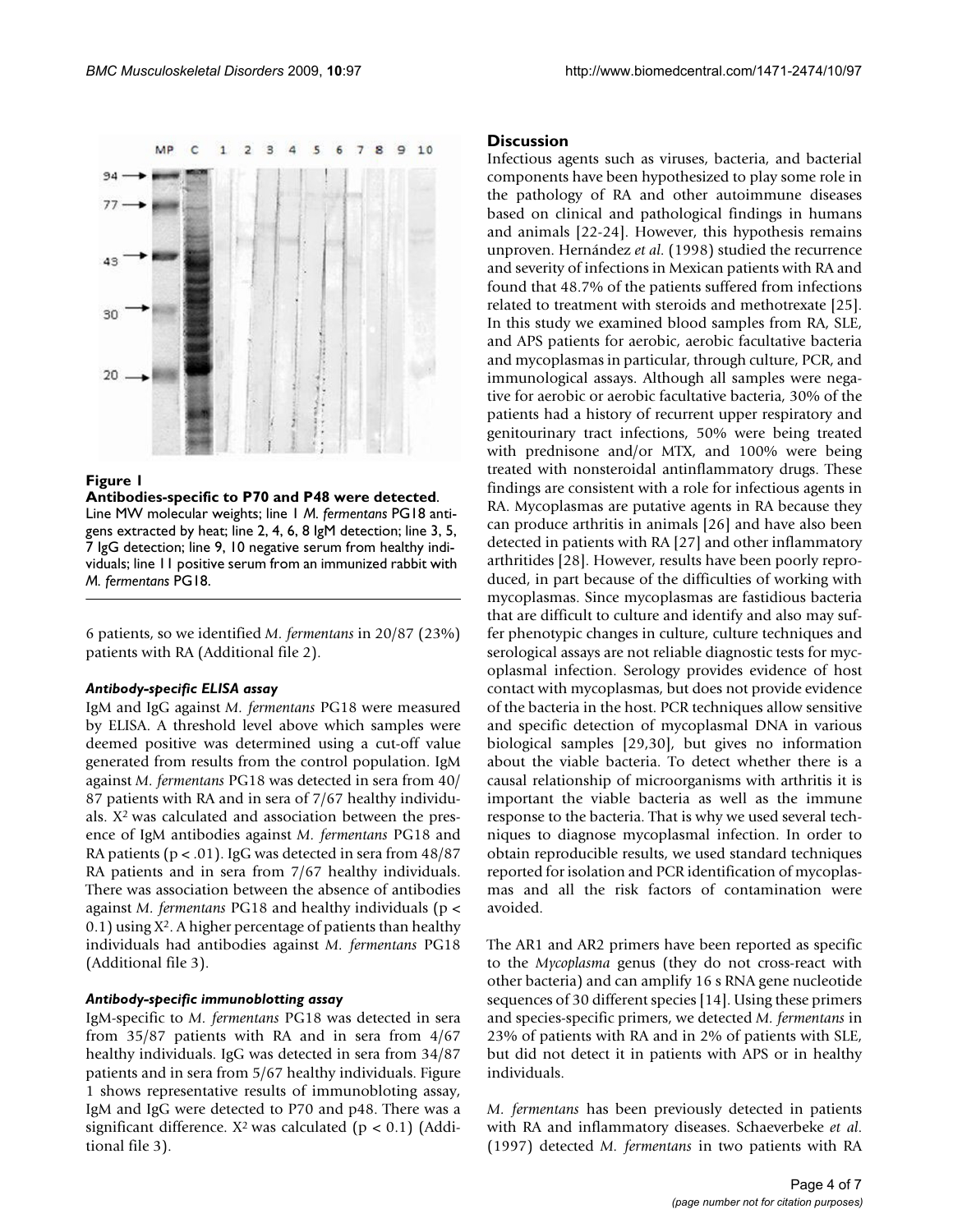**Figure 1**

**Antibodies-specific to P70 and P48 were detected.** Line MW molecular weights; line 1 *M. fermentans* PG18 antigens extracted by heat; line 2, 4, 6, 8 IgM detection; line 3, 5, 7 IgG detection; line 9, 10 negative serum from healthy individuals; line 11 positive serum from an immunized rabbit with *M. fermentans* PG18.

6 patients, so we identified *M. fermentans* in 20/87 (23%) patients with RA (Additional file 2).

### *Antibody-specific ELISA assay*

IgM and IgG against *M. fermentans* PG18 were measured by ELISA. A threshold level above which samples were deemed positive was determined using a cut-off value generated from results from the control population. IgM against *M. fermentans* PG18 was detected in sera from 40/87 patients with RA and in sera of 7/67 healthy individuals. $X^2$ was calculated and association between the presence of IgM antibodies against *M. fermentans* PG18 and RA patients ($p < .01$). IgG was detected in sera from 48/87 RA patients and in sera from 7/67 healthy individuals. There was association between the absence of antibodies against *M. fermentans* PG18 and healthy individuals ($p < 0.1$) using $X^2$. A higher percentage of patients than healthy individuals had antibodies against *M. fermentans* PG18 (Additional file 3).

### *Antibody-specific immunoblotting assay*

IgM-specific to *M. fermentans* PG18 was detected in sera from 35/87 patients with RA and in sera from 4/67 healthy individuals. IgG was detected in sera from 34/87 patients and in sera from 5/67 healthy individuals. Figure 1 shows representative results of immunoboting assay, IgM and IgG were detected to P70 and p48. There was a significant difference. $X^2$ was calculated ($p < 0.1$) (Additional file 3).

## Discussion

Infectious agents such as viruses, bacteria, and bacterial components have been hypothesized to play some role in the pathology of RA and other autoimmune diseases based on clinical and pathological findings in humans and animals [22-24]. However, this hypothesis remains unproven. Hernández *et al.* (1998) studied the recurrence and severity of infections in Mexican patients with RA and found that 48.7% of the patients suffered from infections related to treatment with steroids and methotrexate [25]. In this study we examined blood samples from RA, SLE, and APS patients for aerobic, aerobic facultative bacteria and mycoplasmas in particular, through culture, PCR, and immunological assays. Although all samples were negative for aerobic or aerobic facultative bacteria, 30% of the patients had a history of recurrent upper respiratory and genitourinary tract infections, 50% were being treated with prednisone and/or MTX, and 100% were being treated with nonsteroidal antinflammatory drugs. These findings are consistent with a role for infectious agents in RA. Mycoplasmas are putative agents in RA because they can produce arthritis in animals [26] and have also been detected in patients with RA [27] and other inflammatory arthritides [28]. However, results have been poorly reproduced, in part because of the difficulties of working with mycoplasmas. Since mycoplasmas are fastidious bacteria that are difficult to culture and identify and also may suffer phenotypic changes in culture, culture techniques and serological assays are not reliable diagnostic tests for mycoplasmal infection. Serology provides evidence of host contact with mycoplasmas, but does not provide evidence of the bacteria in the host. PCR techniques allow sensitive and specific detection of mycoplasmal DNA in various biological samples [29,30], but gives no information about the viable bacteria. To detect whether there is a causal relationship of microorganisms with arthritis it is important the viable bacteria as well as the immune response to the bacteria. That is why we used several techniques to diagnose mycoplasmal infection. In order to obtain reproducible results, we used standard techniques reported for isolation and PCR identification of mycoplasmas and all the risk factors of contamination were avoided.

The AR1 and AR2 primers have been reported as specific to the *Mycoplasma* genus (they do not cross-react with other bacteria) and can amplify 16 s RNA gene nucleotide sequences of 30 different species [14]. Using these primers and species-specific primers, we detected *M. fermentans* in 23% of patients with RA and in 2% of patients with SLE, but did not detect it in patients with APS or in healthy individuals.

*M. fermentans* has been previously detected in patients with RA and inflammatory diseases. Schaeverbeke *et al.* (1997) detected *M. fermentans* in two patients with RA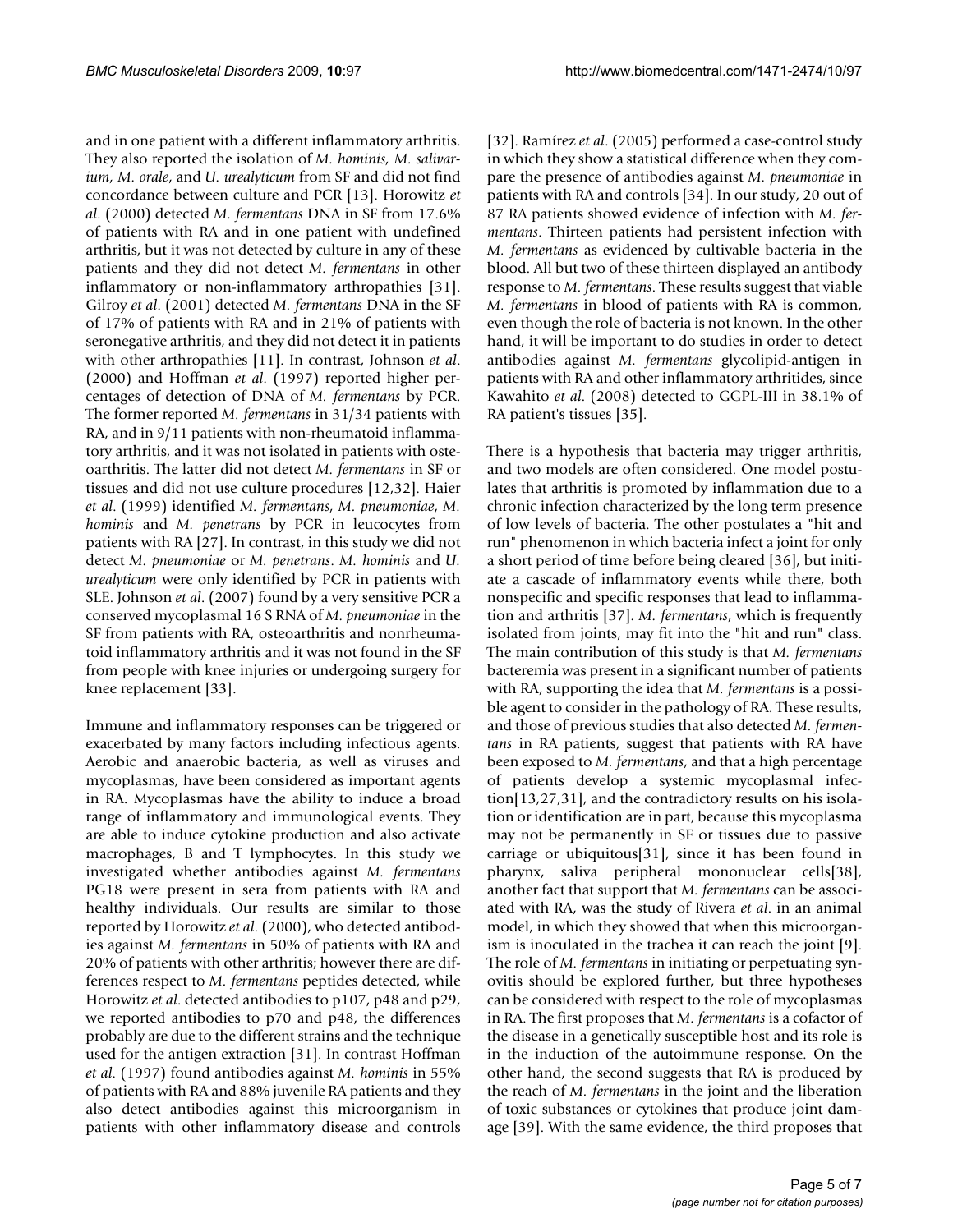and in one patient with a different inflammatory arthritis. They also reported the isolation of *M. hominis*, *M. salivarium*, *M. orale*, and *U. urealyticum* from SF and did not find concordance between culture and PCR [13]. Horowitz *et al*. (2000) detected *M. fermentans* DNA in SF from 17.6% of patients with RA and in one patient with undefined arthritis, but it was not detected by culture in any of these patients and they did not detect *M. fermentans* in other inflammatory or non-inflammatory arthropathies [31]. Gilroy *et al*. (2001) detected *M. fermentans* DNA in the SF of 17% of patients with RA and in 21% of patients with seronegative arthritis, and they did not detect it in patients with other arthropathies [11]. In contrast, Johnson *et al*. (2000) and Hoffman *et al*. (1997) reported higher percentages of detection of DNA of *M. fermentans* by PCR. The former reported *M. fermentans* in 31/34 patients with RA, and in 9/11 patients with non-rheumatoid inflammatory arthritis, and it was not isolated in patients with osteoarthritis. The latter did not detect *M. fermentans* in SF or tissues and did not use culture procedures [12,32]. Haier *et al*. (1999) identified *M. fermentans*, *M. pneumoniae*, *M. hominis* and *M. penetrans* by PCR in leucocytes from patients with RA [27]. In contrast, in this study we did not detect *M. pneumoniae* or *M. penetrans*. *M. hominis* and *U. urealyticum* were only identified by PCR in patients with SLE. Johnson *et al*. (2007) found by a very sensitive PCR a conserved mycoplasmal 16 S RNA of *M. pneumoniae* in the SF from patients with RA, osteoarthritis and nonrheumatoid inflammatory arthritis and it was not found in the SF from people with knee injuries or undergoing surgery for knee replacement [33].

Immune and inflammatory responses can be triggered or exacerbated by many factors including infectious agents. Aerobic and anaerobic bacteria, as well as viruses and mycoplasmas, have been considered as important agents in RA. Mycoplasmas have the ability to induce a broad range of inflammatory and immunological events. They are able to induce cytokine production and also activate macrophages, B and T lymphocytes. In this study we investigated whether antibodies against *M. fermentans* PG18 were present in sera from patients with RA and healthy individuals. Our results are similar to those reported by Horowitz *et al*. (2000), who detected antibodies against *M. fermentans* in 50% of patients with RA and 20% of patients with other arthritis; however there are differences respect to *M. fermentans* peptides detected, while Horowitz *et al*. detected antibodies to p107, p48 and p29, we reported antibodies to p70 and p48, the differences probably are due to the different strains and the technique used for the antigen extraction [31]. In contrast Hoffman *et al*. (1997) found antibodies against *M. hominis* in 55% of patients with RA and 88% juvenile RA patients and they also detect antibodies against this microorganism in patients with other inflammatory disease and controls [32]. Ramírez *et al*. (2005) performed a case-control study in which they show a statistical difference when they compare the presence of antibodies against *M. pneumoniae* in patients with RA and controls [34]. In our study, 20 out of 87 RA patients showed evidence of infection with *M. fermentans*. Thirteen patients had persistent infection with *M. fermentans* as evidenced by cultivable bacteria in the blood. All but two of these thirteen displayed an antibody response to *M. fermentans*. These results suggest that viable *M. fermentans* in blood of patients with RA is common, even though the role of bacteria is not known. In the other hand, it will be important to do studies in order to detect antibodies against *M. fermentans* glycolipid-antigen in patients with RA and other inflammatory arthritides, since Kawahito *et al*. (2008) detected to GGPL-III in 38.1% of RA patient's tissues [35].

There is a hypothesis that bacteria may trigger arthritis, and two models are often considered. One model postulates that arthritis is promoted by inflammation due to a chronic infection characterized by the long term presence of low levels of bacteria. The other postulates a "hit and run" phenomenon in which bacteria infect a joint for only a short period of time before being cleared [36], but initiate a cascade of inflammatory events while there, both nonspecific and specific responses that lead to inflammation and arthritis [37]. *M. fermentans*, which is frequently isolated from joints, may fit into the "hit and run" class. The main contribution of this study is that *M. fermentans* bacteremia was present in a significant number of patients with RA, supporting the idea that *M. fermentans* is a possible agent to consider in the pathology of RA. These results, and those of previous studies that also detected *M. fermentans* in RA patients, suggest that patients with RA have been exposed to *M. fermentans*, and that a high percentage of patients develop a systemic mycoplasmal infection[13,27,31], and the contradictory results on his isolation or identification are in part, because this mycoplasma may not be permanently in SF or tissues due to passive carriage or ubiquitous[31], since it has been found in pharynx, saliva peripheral mononuclear cells[38], another fact that support that *M. fermentans* can be associated with RA, was the study of Rivera *et al*. in an animal model, in which they showed that when this microorganism is inoculated in the trachea it can reach the joint [9]. The role of *M. fermentans* in initiating or perpetuating synovitis should be explored further, but three hypotheses can be considered with respect to the role of mycoplasmas in RA. The first proposes that *M. fermentans* is a cofactor of the disease in a genetically susceptible host and its role is in the induction of the autoimmune response. On the other hand, the second suggests that RA is produced by the reach of *M. fermentans* in the joint and the liberation of toxic substances or cytokines that produce joint damage [39]. With the same evidence, the third proposes that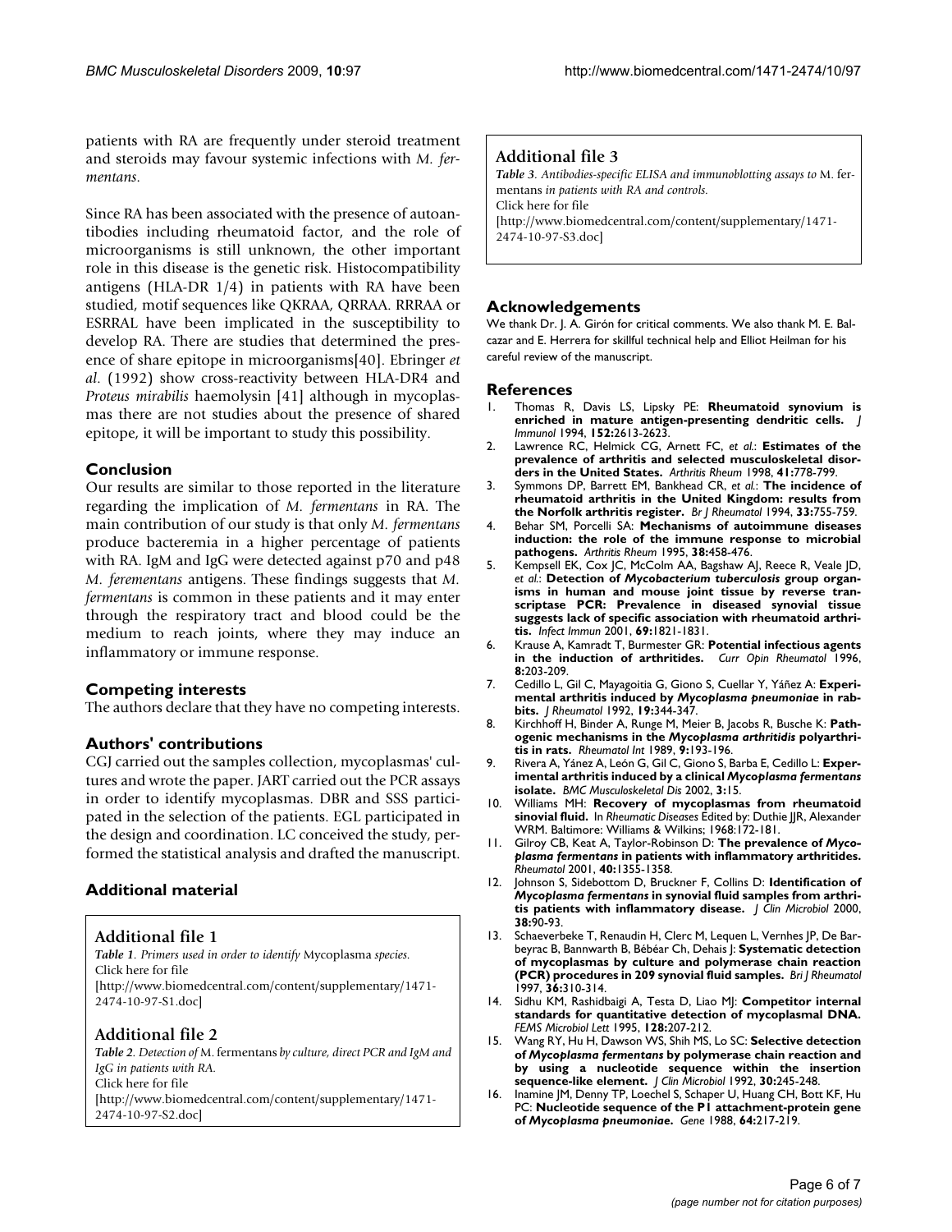patients with RA are frequently under steroid treatment and steroids may favour systemic infections with *M. fermentans*.

Since RA has been associated with the presence of autoantibodies including rheumatoid factor, and the role of microorganisms is still unknown, the other important role in this disease is the genetic risk. Histocompatibility antigens (HLA-DR 1/4) in patients with RA have been studied, motif sequences like QKRAA, QRRAA. RRRAA or ESRRAL have been implicated in the susceptibility to develop RA. There are studies that determined the presence of share epitope in microorganisms[40]. Ebringer *et al*. (1992) show cross-reactivity between HLA-DR4 and *Proteus mirabilis* haemolysin [41] although in mycoplasmas there are not studies about the presence of shared epitope, it will be important to study this possibility.

## Conclusion

Our results are similar to those reported in the literature regarding the implication of *M. fermentans* in RA. The main contribution of our study is that only *M. fermentans* produce bacteremia in a higher percentage of patients with RA. IgM and IgG were detected against p70 and p48 *M. fermentans* antigens. These findings suggests that *M. fermentans* is common in these patients and it may enter through the respiratory tract and blood could be the medium to reach joints, where they may induce an inflammatory or immune response.

## Competing interests

The authors declare that they have no competing interests.

## Authors' contributions

CGJ carried out the samples collection, mycoplasmas' cultures and wrote the paper. JART carried out the PCR assays in order to identify mycoplasmas. DBR and SSS participated in the selection of the patients. EGL participated in the design and coordination. LC conceived the study, performed the statistical analysis and drafted the manuscript.

## Additional material

### Additional file 1

*Table 1. Primers used in order to identify* Mycoplasma *species.*
Click here for file
[http://www.biomedcentral.com/content/supplementary/1471-2474-10-97-S1.doc]

### Additional file 2

*Table 2. Detection of* M. fermentans *by culture, direct PCR and IgM and IgG in patients with RA.*
Click here for file
[http://www.biomedcentral.com/content/supplementary/1471-2474-10-97-S2.doc]

### Additional file 3

*Table 3. Antibodies-specific ELISA and immunoblotting assays to* M. fermentans *in patients with RA and controls.*
Click here for file
[http://www.biomedcentral.com/content/supplementary/1471-2474-10-97-S3.doc]

## Acknowledgements

We thank Dr. J. A. Girón for critical comments. We also thank M. E. Balcazar and E. Herrera for skillful technical help and Elliot Heilman for his careful review of the manuscript.

## References

1. Thomas R, Davis LS, Lipsky PE: **Rheumatoid synovium is enriched in mature antigen-presenting dendritic cells.** *J Immunol* 1994, **152:**2613-2623.
2. Lawrence RC, Helmick CG, Arnett FC, *et al.*: **Estimates of the prevalence of arthritis and selected musculoskeletal disorders in the United States.** *Arthritis Rheum* 1998, **41:**778-799.
3. Symmons DP, Barrett EM, Bankhead CR, *et al.*: **The incidence of rheumatoid arthritis in the United Kingdom: results from the Norfolk arthritis register.** *Br J Rheumatol* 1994, **33:**755-759.
4. Behar SM, Porcelli SA: **Mechanisms of autoimmune diseases induction: the role of the immune response to microbial pathogens.** *Arthritis Rheum* 1995, **38:**458-476.
5. Kempsell EK, Cox JC, McColm AA, Bagshaw AJ, Reece R, Veale JD, *et al.*: **Detection of *Mycobacterium tuberculosis* group organisms in human and mouse joint tissue by reverse transcriptase PCR: Prevalence in diseased synovial tissue suggests lack of specific association with rheumatoid arthritis.** *Infect Immun* 2001, **69:**1821-1831.
6. Krause A, Kamradt T, Burmester GR: **Potential infectious agents in the induction of arthritides.** *Curr Opin Rheumatol* 1996, **8:**203-209.
7. Cedillo L, Gil C, Mayagoitia G, Giono S, Cuellar Y, Yáñez A: **Experimental arthritis induced by *Mycoplasma pneumoniae* in rabbits.** *J Rheumatol* 1992, **19:**344-347.
8. Kirchhoff H, Binder A, Runge M, Meier B, Jacobs R, Busche K: **Pathogenic mechanisms in the *Mycoplasma arthritidis* polyarthritis in rats.** *Rheumatol Int* 1989, **9:**193-196.
9. Rivera A, Yánez A, León G, Gil C, Giono S, Barba E, Cedillo L: **Experimental arthritis induced by a clinical *Mycoplasma fermentans* isolate.** *BMC Musculoskeletal Dis* 2002, **3:**15.
10. Williams MH: **Recovery of mycoplasmas from rheumatoid sinovial fluid.** In *Rheumatic Diseases* Edited by: Duthie JJR, Alexander WRM. Baltimore: Williams & Wilkins; 1968:172-181.
11. Gilroy CB, Keat A, Taylor-Robinson D: **The prevalence of *Mycoplasma fermentans* in patients with inflammatory arthritides.** *Rheumatol* 2001, **40:**1355-1358.
12. Johnson S, Sidebottom D, Bruckner F, Collins D: **Identification of *Mycoplasma fermentans* in synovial fluid samples from arthritis patients with inflammatory disease.** *J Clin Microbiol* 2000, **38:**90-93.
13. Schaeverbeke T, Renaudin H, Clerc M, Lequen L, Vernhes JP, De Barbeyrac B, Bannwarth B, Bébéar Ch, Dehais J: **Systematic detection of mycoplasmas by culture and polymerase chain reaction (PCR) procedures in 209 synovial fluid samples.** *Bri J Rheumatol* 1997, **36:**310-314.
14. Sidhu KM, Rashidbaigi A, Testa D, Liao MJ: **Competitor internal standards for quantitative detection of mycoplasmal DNA.** *FEMS Microbiol Lett* 1995, **128:**207-212.
15. Wang RY, Hu H, Dawson WS, Shih MS, Lo SC: **Selective detection of *Mycoplasma fermentans* by polymerase chain reaction and by using a nucleotide sequence within the insertion sequence-like element.** *J Clin Microbiol* 1992, **30:**245-248.
16. Inamine JM, Denny TP, Loechel S, Schaper U, Huang CH, Bott KF, Hu PC: **Nucleotide sequence of the P1 attachment-protein gene of *Mycoplasma pneumoniae*.** *Gene* 1988, **64:**217-219.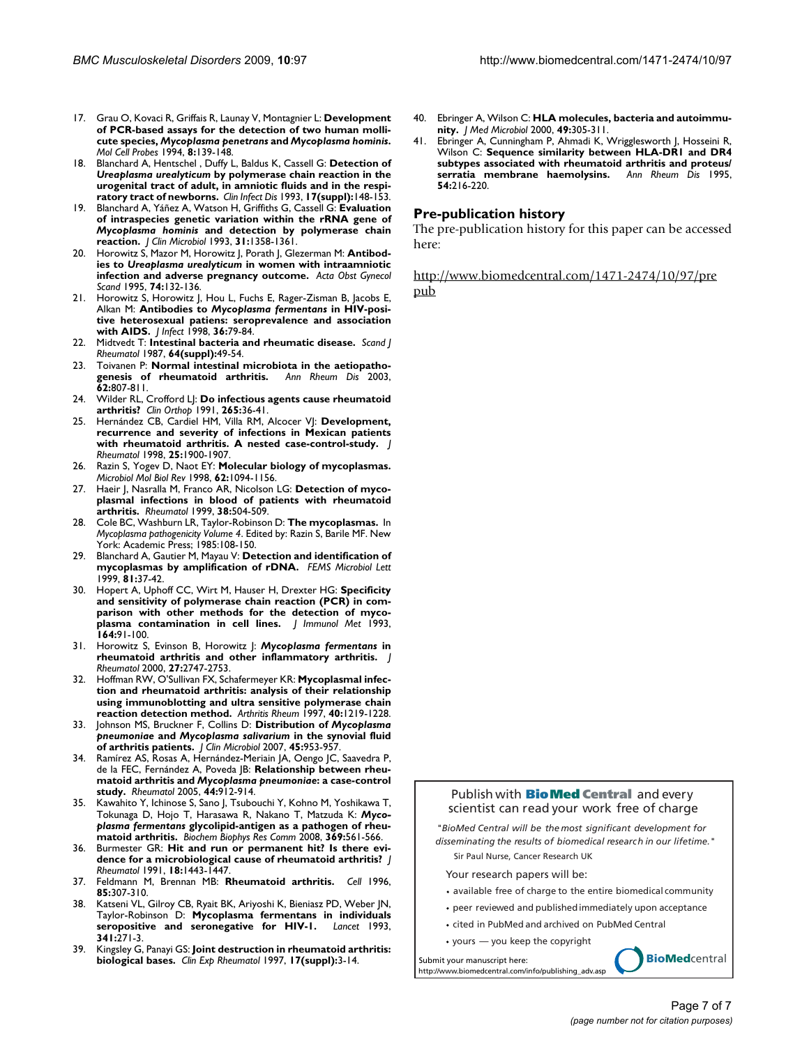17. Grau O, Kovaci R, Griffais R, Launay V, Montagnier L: **Development of PCR-based assays for the detection of two human mollicute species, *Mycoplasma penetrans* and *Mycoplasma hominis*.** *Mol Cell Probes* 1994, **8:**139-148.
18. Blanchard A, Hentschel , Duffy L, Baldus K, Cassell G: **Detection of *Ureaplasma urealyticum* by polymerase chain reaction in the urogenital tract of adult, in amniotic fluids and in the respiratory tract of newborns.** *Clin Infect Dis* 1993, **17(suppl):**148-153.
19. Blanchard A, Yáñez A, Watson H, Griffiths G, Cassell G: **Evaluation of intraspecies genetic variation within the rRNA gene of *Mycoplasma hominis* and detection by polymerase chain reaction.** *J Clin Microbiol* 1993, **31:**1358-1361.
20. Horowitz S, Mazor M, Horowitz J, Porath J, Glezerman M: **Antibodies to *Ureaplasma urealyticum* in women with intraamniotic infection and adverse pregnancy outcome.** *Acta Obst Gynecol Scand* 1995, **74:**132-136.
21. Horowitz S, Horowitz J, Hou L, Fuchs E, Rager-Zisman B, Jacobs E, Alkan M: **Antibodies to *Mycoplasma fermentans* in HIV-positive heterosexual patiens: seroprevalence and association with AIDS.** *J Infect* 1998, **36:**79-84.
22. Midtvedt T: **Intestinal bacteria and rheumatic disease.** *Scand J Rheumatol* 1987, **64(suppl):**49-54.
23. Toivanen P: **Normal intestinal microbiota in the aetiopathogenesis of rheumatoid arthritis.** *Ann Rheum Dis* 2003, **62:**807-811.
24. Wilder RL, Crofford LJ: **Do infectious agents cause rheumatoid arthritis?** *Clin Orthop* 1991, **265:**36-41.
25. Hernández CB, Cardiel HM, Villa RM, Alcocer VJ: **Development, recurrence and severity of infections in Mexican patients with rheumatoid arthritis. A nested case-control-study.** *J Rheumatol* 1998, **25:**1900-1907.
26. Razin S, Yogev D, Naot EY: **Molecular biology of mycoplasmas.** *Microbiol Mol Biol Rev* 1998, **62:**1094-1156.
27. Haeir J, Nasralla M, Franco AR, Nicolson LG: **Detection of mycoplasmal infections in blood of patients with rheumatoid arthritis.** *Rheumatol* 1999, **38:**504-509.
28. Cole BC, Washburn LR, Taylor-Robinson D: **The mycoplasmas.** In *Mycoplasma pathogenicity Volume 4*. Edited by: Razin S, Barile MF. New York: Academic Press; 1985:108-150.
29. Blanchard A, Gautier M, Mayau V: **Detection and identification of mycoplasmas by amplification of rDNA.** *FEMS Microbiol Lett* 1999, **81:**37-42.
30. Hopert A, Uphoff CC, Wirt M, Hauser H, Drexter HG: **Specificity and sensitivity of polymerase chain reaction (PCR) in comparison with other methods for the detection of mycoplasma contamination in cell lines.** *J Immunol Met* 1993, **164:**91-100.
31. Horowitz S, Evinson B, Horowitz J: ***Mycoplasma fermentans* in rheumatoid arthritis and other inflammatory arthritis.** *J Rheumatol* 2000, **27:**2747-2753.
32. Hoffman RW, O'Sullivan FX, Schafermeyer KR: **Mycoplasmal infection and rheumatoid arthritis: analysis of their relationship using immunoblotting and ultra sensitive polymerase chain reaction detection method.** *Arthritis Rheum* 1997, **40:**1219-1228.
33. Johnson MS, Bruckner F, Collins D: **Distribution of *Mycoplasma pneumoniae* and *Mycoplasma salivarium* in the synovial fluid of arthritis patients.** *J Clin Microbiol* 2007, **45:**953-957.
34. Ramírez AS, Rosas A, Hernández-Meriain JA, Oengo JC, Saavedra P, de la FEC, Fernández A, Poveda JB: **Relationship between rheumatoid arthritis and *Mycoplasma pneumoniae*: a case-control study.** *Rheumatol* 2005, **44:**912-914.
35. Kawahito Y, Ichinose S, Sano J, Tsubouchi Y, Kohno M, Yoshikawa T, Tokunaga D, Hojo T, Harasawa R, Nakano T, Matzuda K: ***Mycoplasma fermentans* glycolipid-antigen as a pathogen of rheumatoid arthritis.** *Biochem Biophys Res Comm* 2008, **369:**561-566.
36. Burmester GR: **Hit and run or permanent hit? Is there evidence for a microbiological cause of rheumatoid arthritis?** *J Rheumatol* 1991, **18:**1443-1447.
37. Feldmann M, Brennan MB: **Rheumatoid arthritis.** *Cell* 1996, **85:**307-310.
38. Katseni VL, Gilroy CB, Ryait BK, Ariyoshi K, Bieniasz PD, Weber JN, Taylor-Robinson D: **Mycoplasma fermentans in individuals seropositive and seronegative for HIV-1.** *Lancet* 1993, **341:**271-3.
39. Kingsley G, Panayi GS: **Joint destruction in rheumatoid arthritis: biological bases.** *Clin Exp Rheumatol* 1997, **17(suppl):**3-14.
40. Ebringer A, Wilson C: **HLA molecules, bacteria and autoimmunity.** *J Med Microbiol* 2000, **49:**305-311.
41. Ebringer A, Cunningham P, Ahmadi K, Wrigglesworth J, Hosseini R, Wilson C: **Sequence similarity between HLA-DR1 and DR4 subtypes associated with rheumatoid arthritis and proteus/serratia membrane haemolysins.** *Ann Rheum Dis* 1995, **54:**216-220.

## Pre-publication history

The pre-publication history for this paper can be accessed here:

http://www.biomedcentral.com/1471-2474/10/97/prepub

Publish with **BioMed Central** and every scientist can read your work free of charge

*"BioMed Central will be the most significant development for disseminating the results of biomedical research in our lifetime."*

Sir Paul Nurse, Cancer Research UK

Your research papers will be:

- available free of charge to the entire biomedical community
- peer reviewed and published immediately upon acceptance
- cited in PubMed and archived on PubMed Central
- yours — you keep the copyright

Submit your manuscript here:
http://www.biomedcentral.com/info/publishing_adv.asp

BioMedcentral